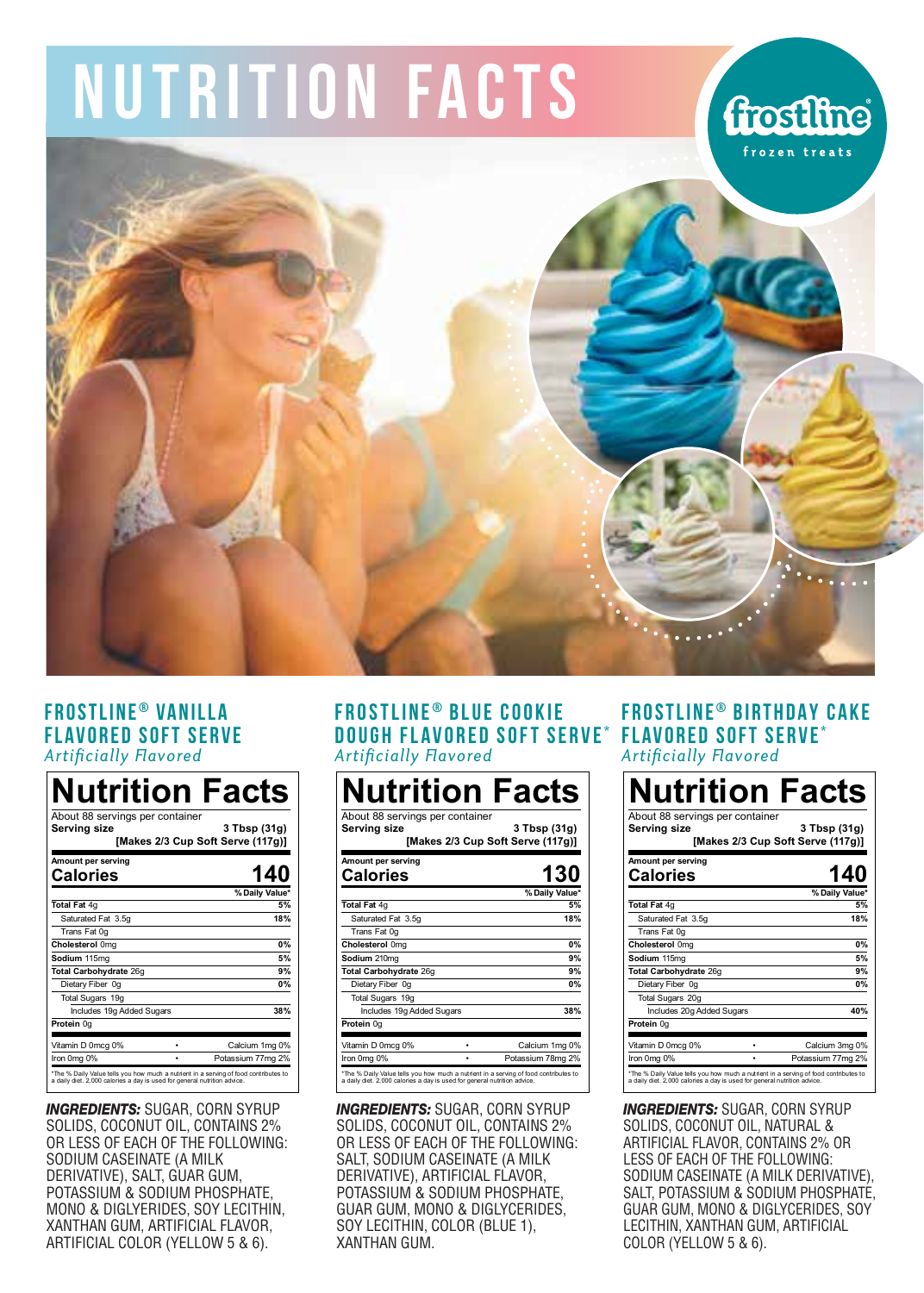# NUTRITION FACTS

frostline® frozen treats

## FROSTLINE® VANILLA FLAVORED SOFT SERVE

*Artificially Flavored*

### Nutrition Facts

About 88 servings per container

**Serving size** **3 Tbsp (31g)**
**[Makes 2/3 Cup Soft Serve (117g)]**

| Amount per serving | |
|---|---|
| **Calories** | **140** |
| | **% Daily Value*** |
| **Total Fat** 4g | **5%** |
| Saturated Fat 3.5g | **18%** |
| Trans Fat 0g | |
| **Cholesterol** 0mg | **0%** |
| **Sodium** 115mg | **5%** |
| **Total Carbohydrate** 26g | **9%** |
| Dietary Fiber 0g | **0%** |
| Total Sugars 19g | |
| Includes 19g Added Sugars | **38%** |
| **Protein** 0g | |
| Vitamin D 0mcg 0% • Calcium 1mg 0% | |
| Iron 0mg 0% • Potassium 77mg 2% | |

*The % Daily Value tells you how much a nutrient in a serving of food contributes to a daily diet. 2,000 calories a day is used for general nutrition advice.

***INGREDIENTS:*** SUGAR, CORN SYRUP SOLIDS, COCONUT OIL, CONTAINS 2% OR LESS OF EACH OF THE FOLLOWING: SODIUM CASEINATE (A MILK DERIVATIVE), SALT, GUAR GUM, POTASSIUM & SODIUM PHOSPHATE, MONO & DIGLYERIDES, SOY LECITHIN, XANTHAN GUM, ARTIFICIAL FLAVOR, ARTIFICIAL COLOR (YELLOW 5 & 6).

## FROSTLINE® BLUE COOKIE DOUGH FLAVORED SOFT SERVE*

*Artificially Flavored*

### Nutrition Facts

About 88 servings per container

**Serving size** **3 Tbsp (31g)**
**[Makes 2/3 Cup Soft Serve (117g)]**

| Amount per serving | |
|---|---|
| **Calories** | **130** |
| | **% Daily Value*** |
| **Total Fat** 4g | **5%** |
| Saturated Fat 3.5g | **18%** |
| Trans Fat 0g | |
| **Cholesterol** 0mg | **0%** |
| **Sodium** 210mg | **9%** |
| **Total Carbohydrate** 26g | **9%** |
| Dietary Fiber 0g | **0%** |
| Total Sugars 19g | |
| Includes 19g Added Sugars | **38%** |
| **Protein** 0g | |
| Vitamin D 0mcg 0% • Calcium 1mg 0% | |
| Iron 0mg 0% • Potassium 78mg 2% | |

*The % Daily Value tells you how much a nutrient in a serving of food contributes to a daily diet. 2,000 calories a day is used for general nutrition advice.

***INGREDIENTS:*** SUGAR, CORN SYRUP SOLIDS, COCONUT OIL, CONTAINS 2% OR LESS OF EACH OF THE FOLLOWING: SALT, SODIUM CASEINATE (A MILK DERIVATIVE), ARTIFICIAL FLAVOR, POTASSIUM & SODIUM PHOSPHATE, GUAR GUM, MONO & DIGLYCERIDES, SOY LECITHIN, COLOR (BLUE 1), XANTHAN GUM.

## FROSTLINE® BIRTHDAY CAKE FLAVORED SOFT SERVE*

*Artificially Flavored*

### Nutrition Facts

About 88 servings per container

**Serving size** **3 Tbsp (31g)**
**[Makes 2/3 Cup Soft Serve (117g)]**

| Amount per serving | |
|---|---|
| **Calories** | **140** |
| | **% Daily Value*** |
| **Total Fat** 4g | **5%** |
| Saturated Fat 3.5g | **18%** |
| Trans Fat 0g | |
| **Cholesterol** 0mg | **0%** |
| **Sodium** 115mg | **5%** |
| **Total Carbohydrate** 26g | **9%** |
| Dietary Fiber 0g | **0%** |
| Total Sugars 20g | |
| Includes 20g Added Sugars | **40%** |
| **Protein** 0g | |
| Vitamin D 0mcg 0% • Calcium 3mg 0% | |
| Iron 0mg 0% • Potassium 77mg 2% | |

*The % Daily Value tells you how much a nutrient in a serving of food contributes to a daily diet. 2,000 calories a day is used for general nutrition advice.

***INGREDIENTS:*** SUGAR, CORN SYRUP SOLIDS, COCONUT OIL, NATURAL & ARTIFICIAL FLAVOR, CONTAINS 2% OR LESS OF EACH OF THE FOLLOWING: SODIUM CASEINATE (A MILK DERIVATIVE), SALT, POTASSIUM & SODIUM PHOSPHATE, GUAR GUM, MONO & DIGLYCERIDES, SOY LECITHIN, XANTHAN GUM, ARTIFICIAL COLOR (YELLOW 5 & 6).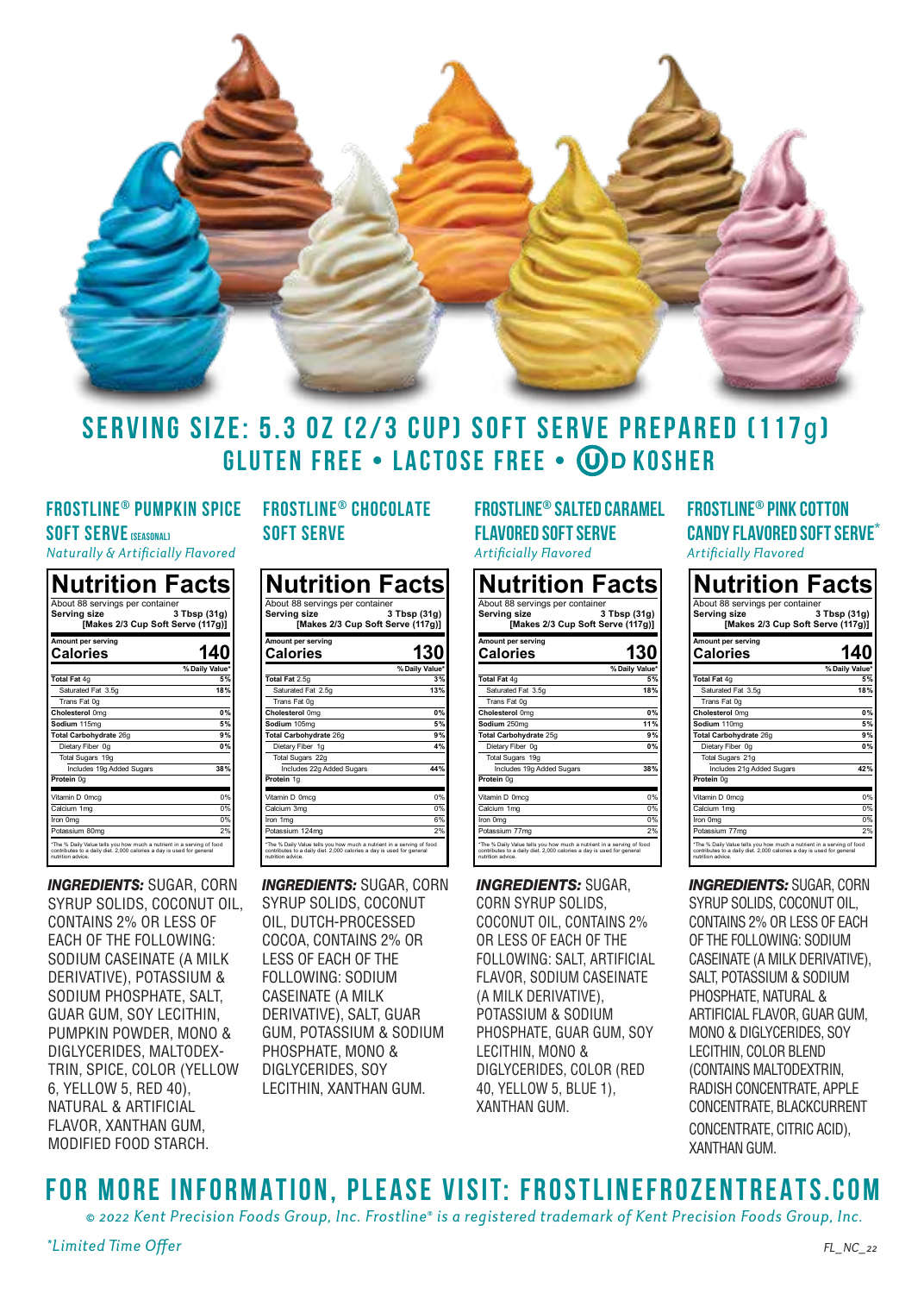# SERVING SIZE: 5.3 OZ (2/3 CUP) SOFT SERVE PREPARED (117g)

## GLUTEN FREE • LACTOSE FREE • OU D KOSHER

### FROSTLINE® PUMPKIN SPICE SOFT SERVE (SEASONAL)

*Naturally & Artificially Flavored*

**Nutrition Facts**

About 88 servings per container
Serving size 3 Tbsp (31g) [Makes 2/3 Cup Soft Serve (117g)]

| Amount per serving | |
|---|---|
| **Calories** | **140** |
| | **% Daily Value*** |
| **Total Fat** 4g | **5%** |
| Saturated Fat 3.5g | **18%** |
| Trans Fat 0g | |
| **Cholesterol** 0mg | **0%** |
| **Sodium** 115mg | **5%** |
| **Total Carbohydrate** 26g | **9%** |
| Dietary Fiber 0g | **0%** |
| Total Sugars 19g | |
| Includes 19g Added Sugars | **38%** |
| **Protein** 0g | |
| Vitamin D 0mcg | 0% |
| Calcium 1mg | 0% |
| Iron 0mg | 0% |
| Potassium 80mg | 2% |

*The % Daily Value tells you how much a nutrient in a serving of food contributes to a daily diet. 2,000 calories a day is used for general nutrition advice.

***INGREDIENTS:*** SUGAR, CORN SYRUP SOLIDS, COCONUT OIL, CONTAINS 2% OR LESS OF EACH OF THE FOLLOWING: SODIUM CASEINATE (A MILK DERIVATIVE), POTASSIUM & SODIUM PHOSPHATE, SALT, GUAR GUM, SOY LECITHIN, PUMPKIN POWDER, MONO & DIGLYCERIDES, MALTODEXTRIN, SPICE, COLOR (YELLOW 6, YELLOW 5, RED 40), NATURAL & ARTIFICIAL FLAVOR, XANTHAN GUM, MODIFIED FOOD STARCH.

### FROSTLINE® CHOCOLATE SOFT SERVE

**Nutrition Facts**

About 88 servings per container
Serving size 3 Tbsp (31g) [Makes 2/3 Cup Soft Serve (117g)]

| Amount per serving | |
|---|---|
| **Calories** | **130** |
| | **% Daily Value*** |
| **Total Fat** 2.5g | **3%** |
| Saturated Fat 2.5g | **13%** |
| Trans Fat 0g | |
| **Cholesterol** 0mg | **0%** |
| **Sodium** 105mg | **5%** |
| **Total Carbohydrate** 26g | **9%** |
| Dietary Fiber 1g | **4%** |
| Total Sugars 22g | |
| Includes 22g Added Sugars | **44%** |
| **Protein** 1g | |
| Vitamin D 0mcg | 0% |
| Calcium 3mg | 0% |
| Iron 1mg | 6% |
| Potassium 124mg | 2% |

*The % Daily Value tells you how much a nutrient in a serving of food contributes to a daily diet. 2,000 calories a day is used for general nutrition advice.

***INGREDIENTS:*** SUGAR, CORN SYRUP SOLIDS, COCONUT OIL, DUTCH-PROCESSED COCOA, CONTAINS 2% OR LESS OF EACH OF THE FOLLOWING: SODIUM CASEINATE (A MILK DERIVATIVE), SALT, GUAR GUM, POTASSIUM & SODIUM PHOSPHATE, MONO & DIGLYCERIDES, SOY LECITHIN, XANTHAN GUM.

### FROSTLINE® SALTED CARAMEL FLAVORED SOFT SERVE

*Artificially Flavored*

**Nutrition Facts**

About 88 servings per container
Serving size 3 Tbsp (31g) [Makes 2/3 Cup Soft Serve (117g)]

| Amount per serving | |
|---|---|
| **Calories** | **130** |
| | **% Daily Value*** |
| **Total Fat** 4g | **5%** |
| Saturated Fat 3.5g | **18%** |
| Trans Fat 0g | |
| **Cholesterol** 0mg | **0%** |
| **Sodium** 250mg | **11%** |
| **Total Carbohydrate** 25g | **9%** |
| Dietary Fiber 0g | **0%** |
| Total Sugars 19g | |
| Includes 19g Added Sugars | **38%** |
| **Protein** 0g | |
| Vitamin D 0mcg | 0% |
| Calcium 1mg | 0% |
| Iron 0mg | 0% |
| Potassium 77mg | 2% |

*The % Daily Value tells you how much a nutrient in a serving of food contributes to a daily diet. 2,000 calories a day is used for general nutrition advice.

***INGREDIENTS:*** SUGAR, CORN SYRUP SOLIDS, COCONUT OIL, CONTAINS 2% OR LESS OF EACH OF THE FOLLOWING: SALT, ARTIFICIAL FLAVOR, SODIUM CASEINATE (A MILK DERIVATIVE), POTASSIUM & SODIUM PHOSPHATE, GUAR GUM, SOY LECITHIN, MONO & DIGLYCERIDES, COLOR (RED 40, YELLOW 5, BLUE 1), XANTHAN GUM.

### FROSTLINE® PINK COTTON CANDY FLAVORED SOFT SERVE*

*Artificially Flavored*

**Nutrition Facts**

About 88 servings per container
Serving size 3 Tbsp (31g) [Makes 2/3 Cup Soft Serve (117g)]

| Amount per serving | |
|---|---|
| **Calories** | **140** |
| | **% Daily Value*** |
| **Total Fat** 4g | **5%** |
| Saturated Fat 3.5g | **18%** |
| Trans Fat 0g | |
| **Cholesterol** 0mg | **0%** |
| **Sodium** 110mg | **5%** |
| **Total Carbohydrate** 26g | **9%** |
| Dietary Fiber 0g | **0%** |
| Total Sugars 21g | |
| Includes 21g Added Sugars | **42%** |
| **Protein** 0g | |
| Vitamin D 0mcg | 0% |
| Calcium 1mg | 0% |
| Iron 0mg | 0% |
| Potassium 77mg | 2% |

*The % Daily Value tells you how much a nutrient in a serving of food contributes to a daily diet. 2,000 calories a day is used for general nutrition advice.

***INGREDIENTS:*** SUGAR, CORN SYRUP SOLIDS, COCONUT OIL, CONTAINS 2% OR LESS OF EACH OF THE FOLLOWING: SODIUM CASEINATE (A MILK DERIVATIVE), SALT, POTASSIUM & SODIUM PHOSPHATE, NATURAL & ARTIFICIAL FLAVOR, GUAR GUM, MONO & DIGLYCERIDES, SOY LECITHIN, COLOR BLEND (CONTAINS MALTODEXTRIN, RADISH CONCENTRATE, APPLE CONCENTRATE, BLACKCURRENT CONCENTRATE, CITRIC ACID), XANTHAN GUM.

## FOR MORE INFORMATION, PLEASE VISIT: FROSTLINEFROZENTREATS.COM

*© 2022 Kent Precision Foods Group, Inc. Frostline® is a registered trademark of Kent Precision Foods Group, Inc.*

*\*Limited Time Offer*

*FL_NC_22*